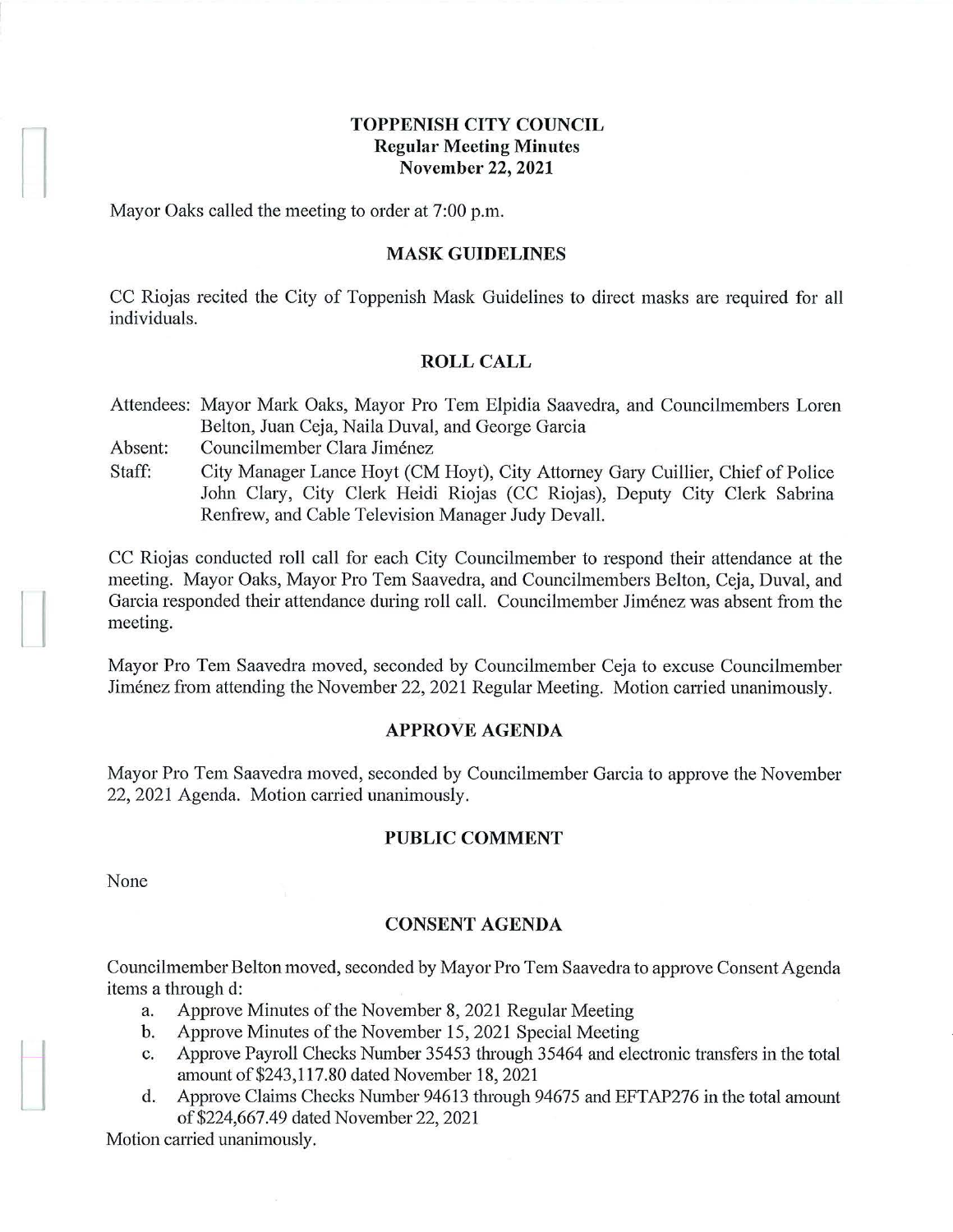# TOPPENISH CITY COUNCIL
## Regular Meeting Minutes
## November 22, 2021

Mayor Oaks called the meeting to order at 7:00 p.m.

### MASK GUIDELINES

CC Riojas recited the City of Toppenish Mask Guidelines to direct masks are required for all individuals.

### ROLL CALL

Attendees: Mayor Mark Oaks, Mayor Pro Tem Elpidia Saavedra, and Councilmembers Loren Belton, Juan Ceja, Naila Duval, and George Garcia

Absent: Councilmember Clara Jiménez

Staff: City Manager Lance Hoyt (CM Hoyt), City Attorney Gary Cuillier, Chief of Police John Clary, City Clerk Heidi Riojas (CC Riojas), Deputy City Clerk Sabrina Renfrew, and Cable Television Manager Judy Devall.

CC Riojas conducted roll call for each City Councilmember to respond their attendance at the meeting. Mayor Oaks, Mayor Pro Tem Saavedra, and Councilmembers Belton, Ceja, Duval, and Garcia responded their attendance during roll call. Councilmember Jiménez was absent from the meeting.

Mayor Pro Tem Saavedra moved, seconded by Councilmember Ceja to excuse Councilmember Jiménez from attending the November 22, 2021 Regular Meeting. Motion carried unanimously.

### APPROVE AGENDA

Mayor Pro Tem Saavedra moved, seconded by Councilmember Garcia to approve the November 22, 2021 Agenda. Motion carried unanimously.

### PUBLIC COMMENT

None

### CONSENT AGENDA

Councilmember Belton moved, seconded by Mayor Pro Tem Saavedra to approve Consent Agenda items a through d:

a. Approve Minutes of the November 8, 2021 Regular Meeting
b. Approve Minutes of the November 15, 2021 Special Meeting
c. Approve Payroll Checks Number 35453 through 35464 and electronic transfers in the total amount of $243,117.80 dated November 18, 2021
d. Approve Claims Checks Number 94613 through 94675 and EFTAP276 in the total amount of $224,667.49 dated November 22, 2021

Motion carried unanimously.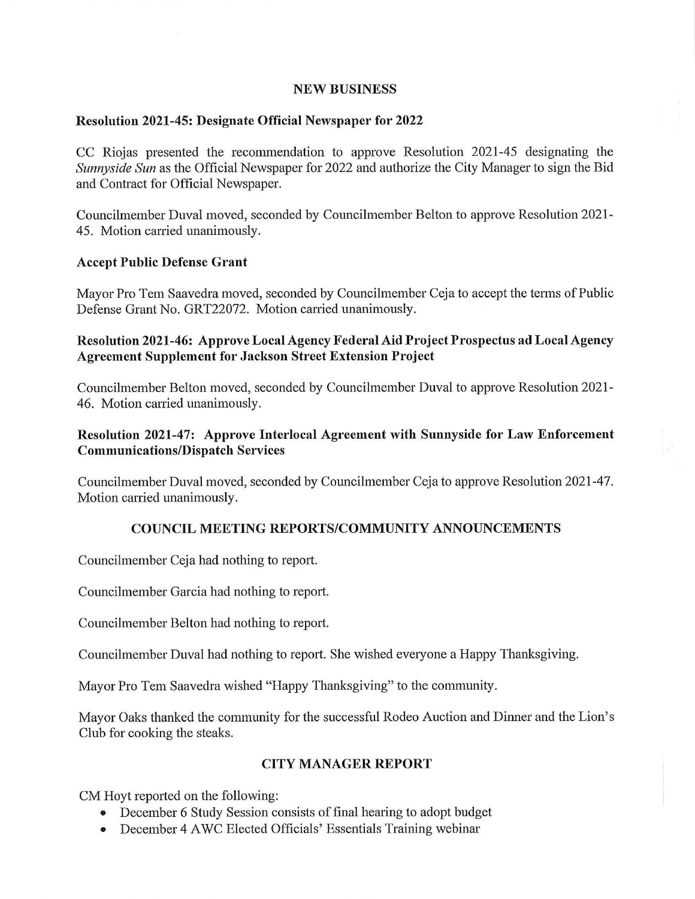## NEW BUSINESS

### Resolution 2021-45: Designate Official Newspaper for 2022

CC Riojas presented the recommendation to approve Resolution 2021-45 designating the *Sunnyside Sun* as the Official Newspaper for 2022 and authorize the City Manager to sign the Bid and Contract for Official Newspaper.

Councilmember Duval moved, seconded by Councilmember Belton to approve Resolution 2021-45. Motion carried unanimously.

### Accept Public Defense Grant

Mayor Pro Tem Saavedra moved, seconded by Councilmember Ceja to accept the terms of Public Defense Grant No. GRT22072. Motion carried unanimously.

### Resolution 2021-46: Approve Local Agency Federal Aid Project Prospectus ad Local Agency Agreement Supplement for Jackson Street Extension Project

Councilmember Belton moved, seconded by Councilmember Duval to approve Resolution 2021-46. Motion carried unanimously.

### Resolution 2021-47: Approve Interlocal Agreement with Sunnyside for Law Enforcement Communications/Dispatch Services

Councilmember Duval moved, seconded by Councilmember Ceja to approve Resolution 2021-47. Motion carried unanimously.

## COUNCIL MEETING REPORTS/COMMUNITY ANNOUNCEMENTS

Councilmember Ceja had nothing to report.

Councilmember Garcia had nothing to report.

Councilmember Belton had nothing to report.

Councilmember Duval had nothing to report. She wished everyone a Happy Thanksgiving.

Mayor Pro Tem Saavedra wished "Happy Thanksgiving" to the community.

Mayor Oaks thanked the community for the successful Rodeo Auction and Dinner and the Lion's Club for cooking the steaks.

## CITY MANAGER REPORT

CM Hoyt reported on the following:

- December 6 Study Session consists of final hearing to adopt budget
- December 4 AWC Elected Officials' Essentials Training webinar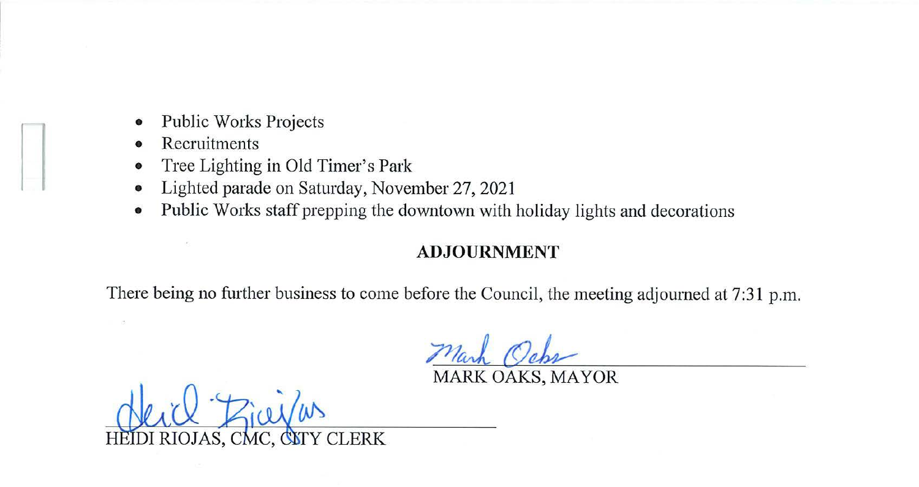- Public Works Projects
- Recruitments
- Tree Lighting in Old Timer's Park
- Lighted parade on Saturday, November 27, 2021
- Public Works staff prepping the downtown with holiday lights and decorations

## ADJOURNMENT

There being no further business to come before the Council, the meeting adjourned at 7:31 p.m.

MARK OAKS, MAYOR

HEIDI RIOJAS, CMC, CITY CLERK